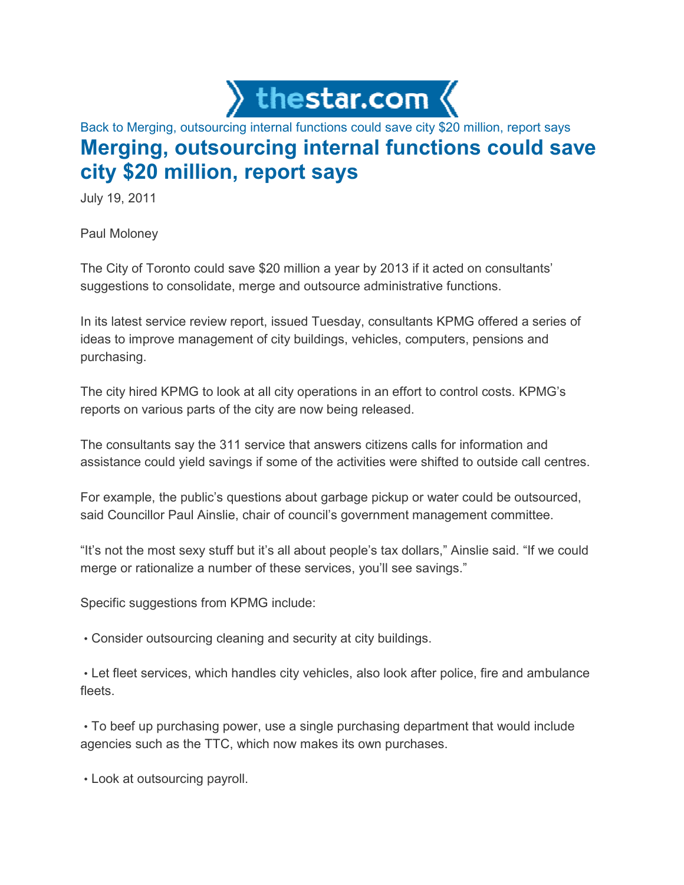thestar.com

Back to Merging, outsourcing internal functions could save city $20 million, report says

# Merging, outsourcing internal functions could save city $20 million, report says

July 19, 2011

Paul Moloney

The City of Toronto could save $20 million a year by 2013 if it acted on consultants' suggestions to consolidate, merge and outsource administrative functions.

In its latest service review report, issued Tuesday, consultants KPMG offered a series of ideas to improve management of city buildings, vehicles, computers, pensions and purchasing.

The city hired KPMG to look at all city operations in an effort to control costs. KPMG's reports on various parts of the city are now being released.

The consultants say the 311 service that answers citizens calls for information and assistance could yield savings if some of the activities were shifted to outside call centres.

For example, the public's questions about garbage pickup or water could be outsourced, said Councillor Paul Ainslie, chair of council's government management committee.

"It's not the most sexy stuff but it's all about people's tax dollars," Ainslie said. "If we could merge or rationalize a number of these services, you'll see savings."

Specific suggestions from KPMG include:

- Consider outsourcing cleaning and security at city buildings.

- Let fleet services, which handles city vehicles, also look after police, fire and ambulance fleets.

- To beef up purchasing power, use a single purchasing department that would include agencies such as the TTC, which now makes its own purchases.

- Look at outsourcing payroll.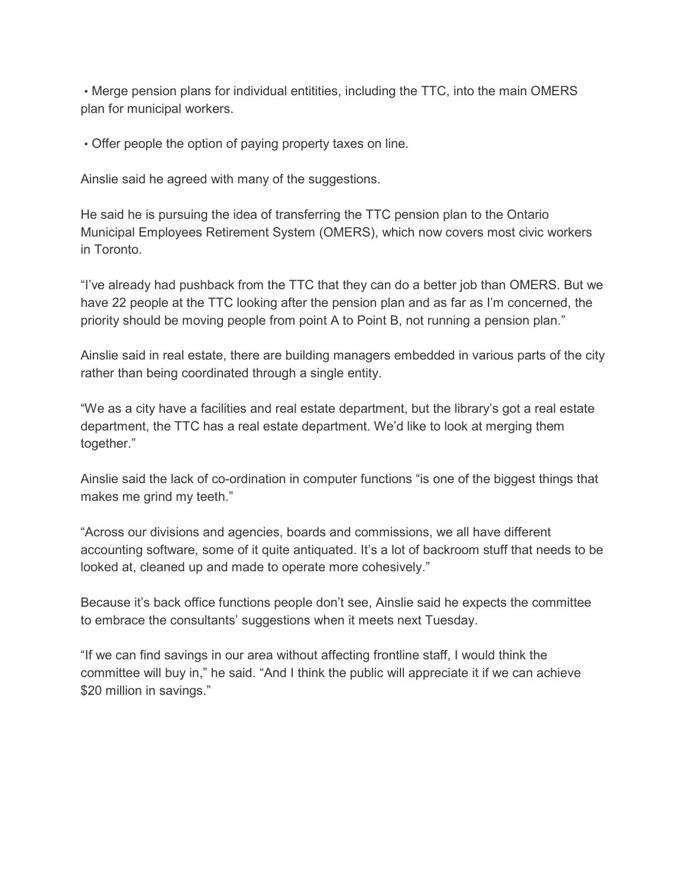- Merge pension plans for individual entitities, including the TTC, into the main OMERS plan for municipal workers.

- Offer people the option of paying property taxes on line.

Ainslie said he agreed with many of the suggestions.

He said he is pursuing the idea of transferring the TTC pension plan to the Ontario Municipal Employees Retirement System (OMERS), which now covers most civic workers in Toronto.

"I've already had pushback from the TTC that they can do a better job than OMERS. But we have 22 people at the TTC looking after the pension plan and as far as I'm concerned, the priority should be moving people from point A to Point B, not running a pension plan."

Ainslie said in real estate, there are building managers embedded in various parts of the city rather than being coordinated through a single entity.

"We as a city have a facilities and real estate department, but the library's got a real estate department, the TTC has a real estate department. We'd like to look at merging them together."

Ainslie said the lack of co-ordination in computer functions "is one of the biggest things that makes me grind my teeth."

"Across our divisions and agencies, boards and commissions, we all have different accounting software, some of it quite antiquated. It's a lot of backroom stuff that needs to be looked at, cleaned up and made to operate more cohesively."

Because it's back office functions people don't see, Ainslie said he expects the committee to embrace the consultants' suggestions when it meets next Tuesday.

"If we can find savings in our area without affecting frontline staff, I would think the committee will buy in," he said. "And I think the public will appreciate it if we can achieve $20 million in savings."